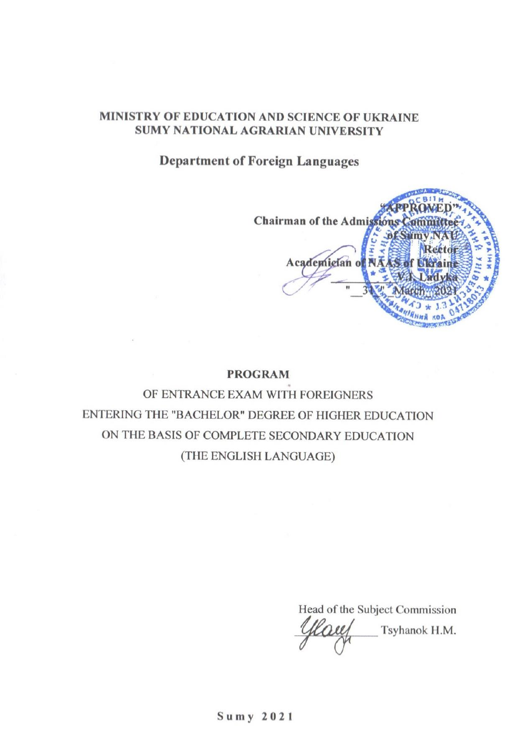**MINISTRY OF EDUCATION AND SCIENCE OF UKRAINE**
**SUMY NATIONAL AGRARIAN UNIVERSITY**

**Department of Foreign Languages**

**"APPROVED"**
**Chairman of the Admissions Committee**
**of Sumy NAU**
**Rector**
**Academician of NAAS of Ukraine**
**\_\_\_\_\_\_\_\_\_\_ V.I. Ladyka**
**"\_\_31\_" March 2021**

**PROGRAM**

OF ENTRANCE EXAM WITH FOREIGNERS
ENTERING THE "BACHELOR" DEGREE OF HIGHER EDUCATION
ON THE BASIS OF COMPLETE SECONDARY EDUCATION
(THE ENGLISH LANGUAGE)

Head of the Subject Commission
\_\_\_\_\_\_\_\_\_\_ Tsyhanok H.M.

**Sumy 2021**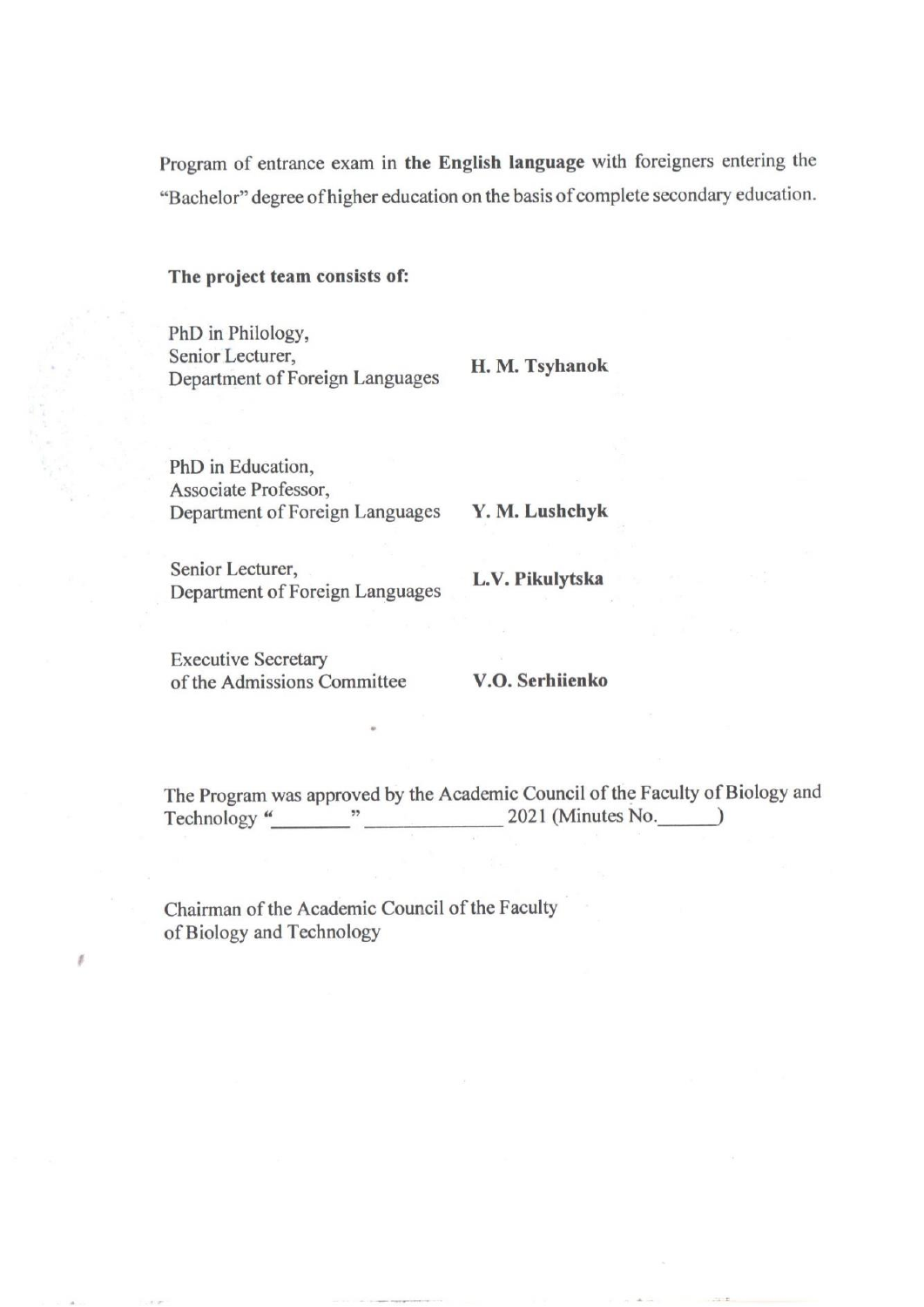Program of entrance exam in **the English language** with foreigners entering the "Bachelor" degree of higher education on the basis of complete secondary education.

**The project team consists of:**

| | |
|---|---|
| PhD in Philology,<br>Senior Lecturer,<br>Department of Foreign Languages | **H. M. Tsyhanok** |
| PhD in Education,<br>Associate Professor,<br>Department of Foreign Languages | **Y. M. Lushchyk** |
| Senior Lecturer,<br>Department of Foreign Languages | **L.V. Pikulytska** |
| Executive Secretary<br>of the Admissions Committee | **V.O. Serhiienko** |

The Program was approved by the Academic Council of the Faculty of Biology and Technology "\_\_\_\_\_\_\_\_" \_\_\_\_\_\_\_\_\_\_\_\_\_\_ 2021 (Minutes No.\_\_\_\_\_\_)

Chairman of the Academic Council of the Faculty of Biology and Technology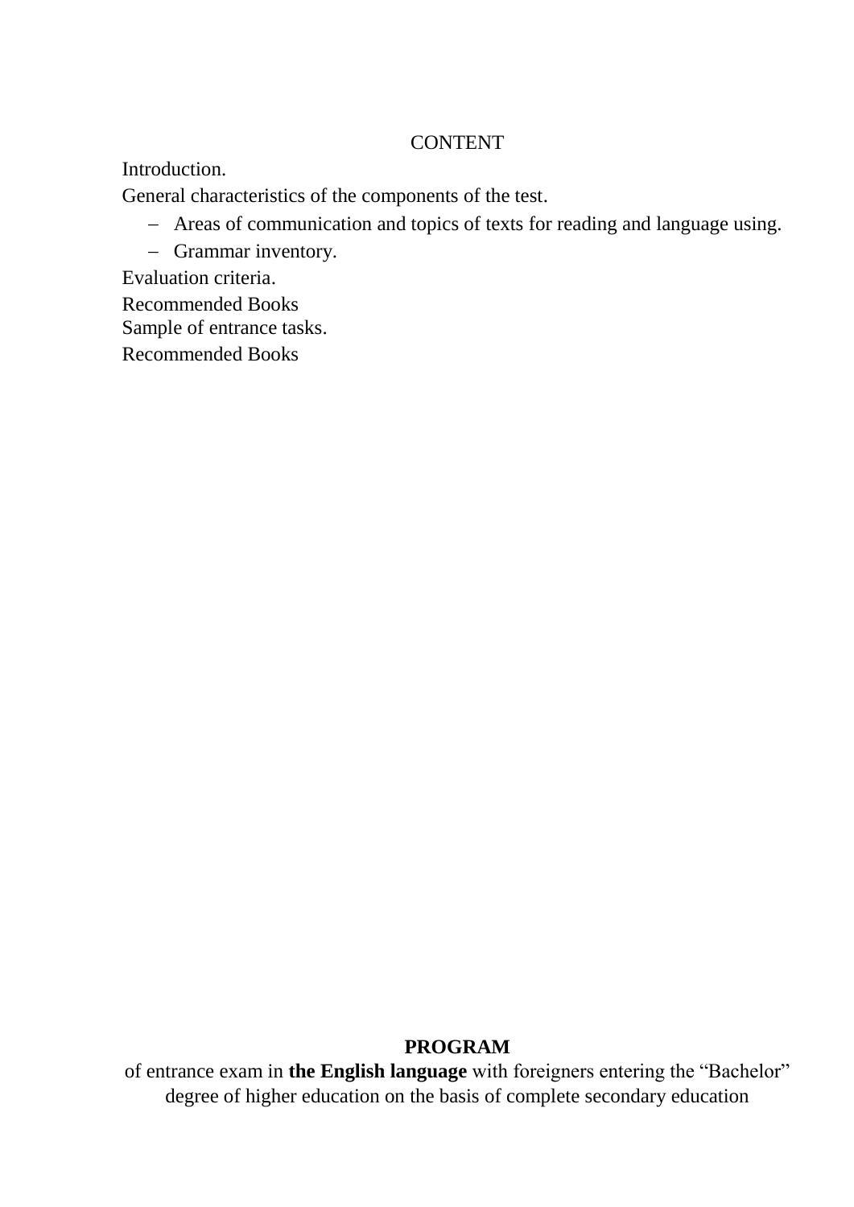CONTENT

Introduction.

General characteristics of the components of the test.

- Areas of communication and topics of texts for reading and language using.
- Grammar inventory.

Evaluation criteria.

Recommended Books

Sample of entrance tasks.

Recommended Books

**PROGRAM**

of entrance exam in **the English language** with foreigners entering the "Bachelor" degree of higher education on the basis of complete secondary education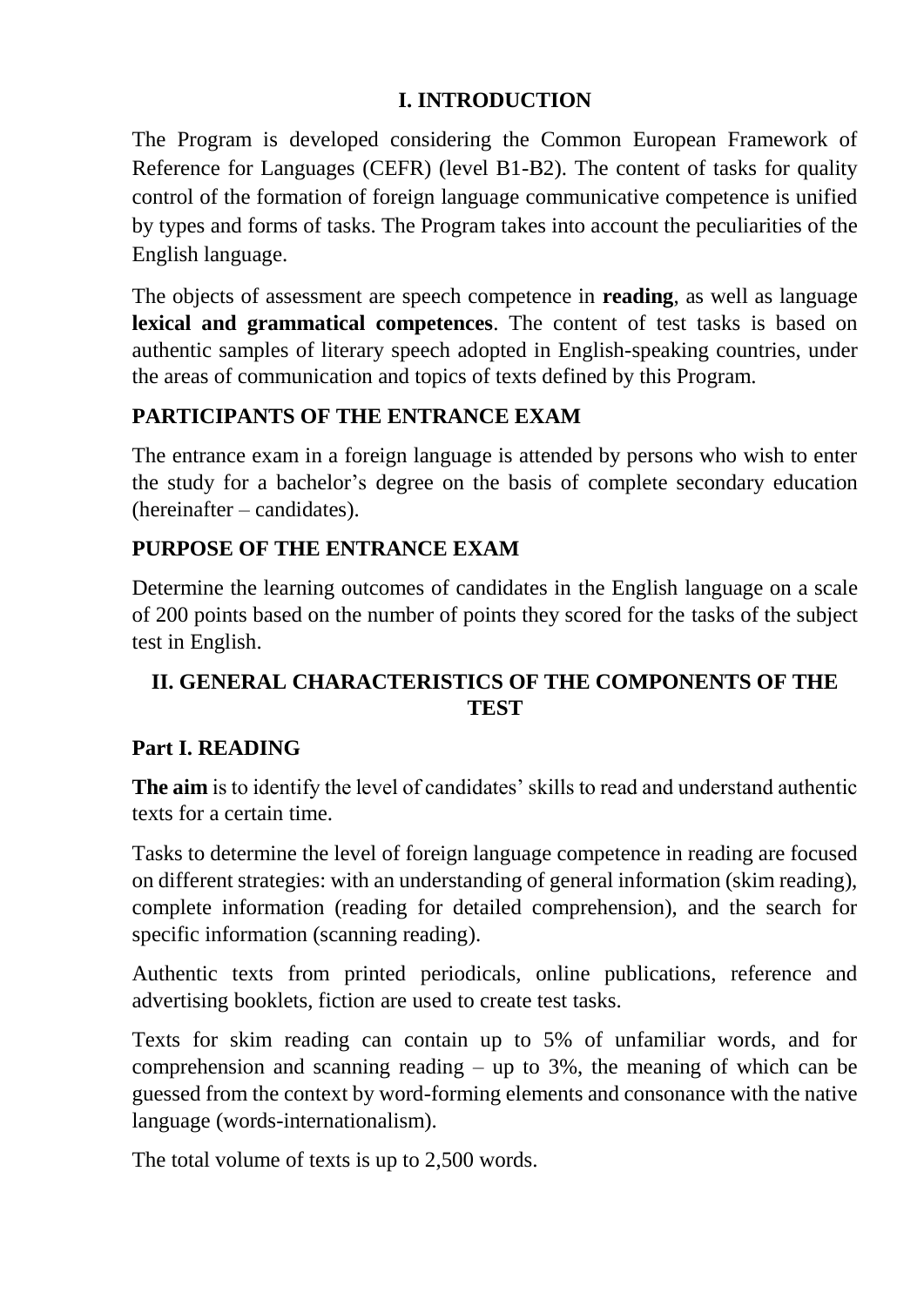## I. INTRODUCTION

The Program is developed considering the Common European Framework of Reference for Languages (CEFR) (level B1-B2). The content of tasks for quality control of the formation of foreign language communicative competence is unified by types and forms of tasks. The Program takes into account the peculiarities of the English language.

The objects of assessment are speech competence in **reading**, as well as language **lexical and grammatical competences**. The content of test tasks is based on authentic samples of literary speech adopted in English-speaking countries, under the areas of communication and topics of texts defined by this Program.

### PARTICIPANTS OF THE ENTRANCE EXAM

The entrance exam in a foreign language is attended by persons who wish to enter the study for a bachelor's degree on the basis of complete secondary education (hereinafter – candidates).

### PURPOSE OF THE ENTRANCE EXAM

Determine the learning outcomes of candidates in the English language on a scale of 200 points based on the number of points they scored for the tasks of the subject test in English.

## II. GENERAL CHARACTERISTICS OF THE COMPONENTS OF THE TEST

### Part I. READING

**The aim** is to identify the level of candidates' skills to read and understand authentic texts for a certain time.

Tasks to determine the level of foreign language competence in reading are focused on different strategies: with an understanding of general information (skim reading), complete information (reading for detailed comprehension), and the search for specific information (scanning reading).

Authentic texts from printed periodicals, online publications, reference and advertising booklets, fiction are used to create test tasks.

Texts for skim reading can contain up to 5% of unfamiliar words, and for comprehension and scanning reading – up to 3%, the meaning of which can be guessed from the context by word-forming elements and consonance with the native language (words-internationalism).

The total volume of texts is up to 2,500 words.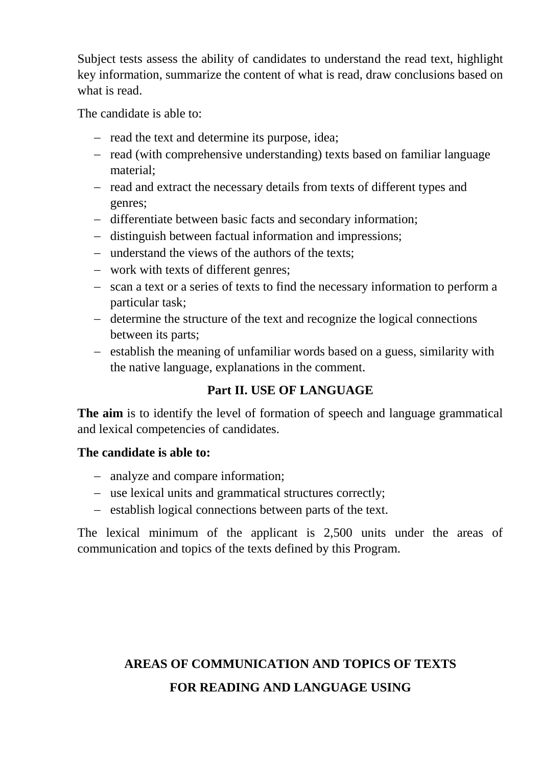Subject tests assess the ability of candidates to understand the read text, highlight key information, summarize the content of what is read, draw conclusions based on what is read.

The candidate is able to:

- read the text and determine its purpose, idea;
- read (with comprehensive understanding) texts based on familiar language material;
- read and extract the necessary details from texts of different types and genres;
- differentiate between basic facts and secondary information;
- distinguish between factual information and impressions;
- understand the views of the authors of the texts;
- work with texts of different genres;
- scan a text or a series of texts to find the necessary information to perform a particular task;
- determine the structure of the text and recognize the logical connections between its parts;
- establish the meaning of unfamiliar words based on a guess, similarity with the native language, explanations in the comment.

## Part II. USE OF LANGUAGE

**The aim** is to identify the level of formation of speech and language grammatical and lexical competencies of candidates.

**The candidate is able to:**

- analyze and compare information;
- use lexical units and grammatical structures correctly;
- establish logical connections between parts of the text.

The lexical minimum of the applicant is 2,500 units under the areas of communication and topics of the texts defined by this Program.

## AREAS OF COMMUNICATION AND TOPICS OF TEXTS FOR READING AND LANGUAGE USING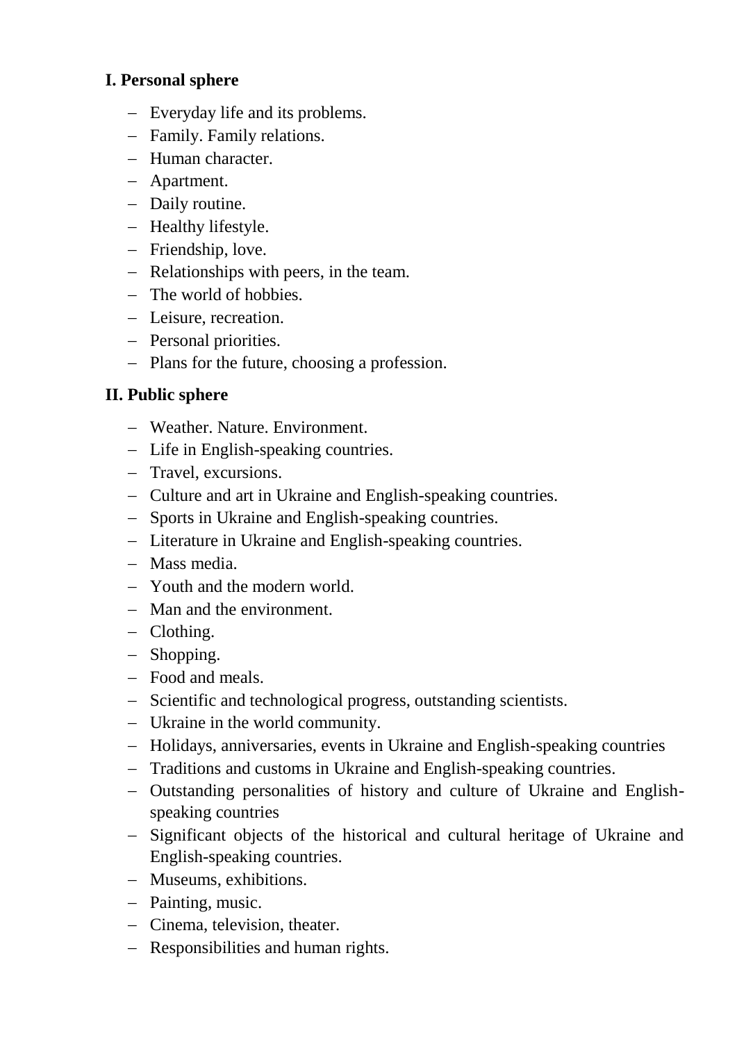**I. Personal sphere**

- Everyday life and its problems.
- Family. Family relations.
- Human character.
- Apartment.
- Daily routine.
- Healthy lifestyle.
- Friendship, love.
- Relationships with peers, in the team.
- The world of hobbies.
- Leisure, recreation.
- Personal priorities.
- Plans for the future, choosing a profession.

**II. Public sphere**

- Weather. Nature. Environment.
- Life in English-speaking countries.
- Travel, excursions.
- Culture and art in Ukraine and English-speaking countries.
- Sports in Ukraine and English-speaking countries.
- Literature in Ukraine and English-speaking countries.
- Mass media.
- Youth and the modern world.
- Man and the environment.
- Clothing.
- Shopping.
- Food and meals.
- Scientific and technological progress, outstanding scientists.
- Ukraine in the world community.
- Holidays, anniversaries, events in Ukraine and English-speaking countries
- Traditions and customs in Ukraine and English-speaking countries.
- Outstanding personalities of history and culture of Ukraine and English-speaking countries
- Significant objects of the historical and cultural heritage of Ukraine and English-speaking countries.
- Museums, exhibitions.
- Painting, music.
- Cinema, television, theater.
- Responsibilities and human rights.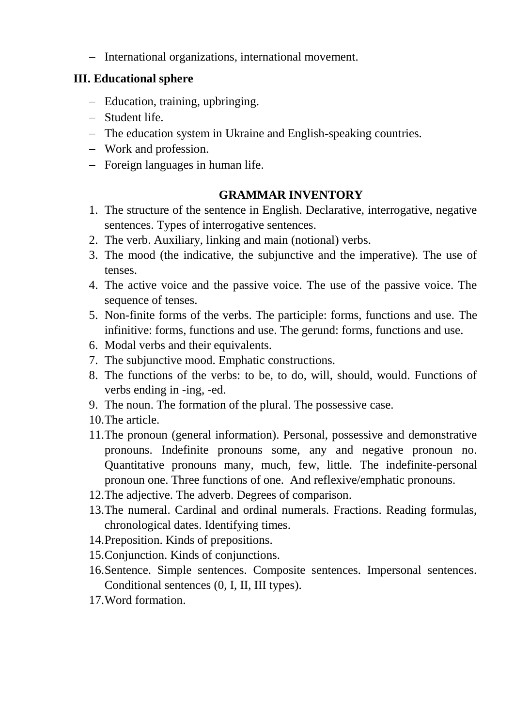- International organizations, international movement.

**III. Educational sphere**

- Education, training, upbringing.
- Student life.
- The education system in Ukraine and English-speaking countries.
- Work and profession.
- Foreign languages in human life.

## GRAMMAR INVENTORY

1. The structure of the sentence in English. Declarative, interrogative, negative sentences. Types of interrogative sentences.
2. The verb. Auxiliary, linking and main (notional) verbs.
3. The mood (the indicative, the subjunctive and the imperative). The use of tenses.
4. The active voice and the passive voice. The use of the passive voice. The sequence of tenses.
5. Non-finite forms of the verbs. The participle: forms, functions and use. The infinitive: forms, functions and use. The gerund: forms, functions and use.
6. Modal verbs and their equivalents.
7. The subjunctive mood. Emphatic constructions.
8. The functions of the verbs: to be, to do, will, should, would. Functions of verbs ending in -ing, -ed.
9. The noun. The formation of the plural. The possessive case.
10. The article.
11. The pronoun (general information). Personal, possessive and demonstrative pronouns. Indefinite pronouns some, any and negative pronoun no. Quantitative pronouns many, much, few, little. The indefinite-personal pronoun one. Three functions of one. And reflexive/emphatic pronouns.
12. The adjective. The adverb. Degrees of comparison.
13. The numeral. Cardinal and ordinal numerals. Fractions. Reading formulas, chronological dates. Identifying times.
14. Preposition. Kinds of prepositions.
15. Conjunction. Kinds of conjunctions.
16. Sentence. Simple sentences. Composite sentences. Impersonal sentences. Conditional sentences (0, I, II, III types).
17. Word formation.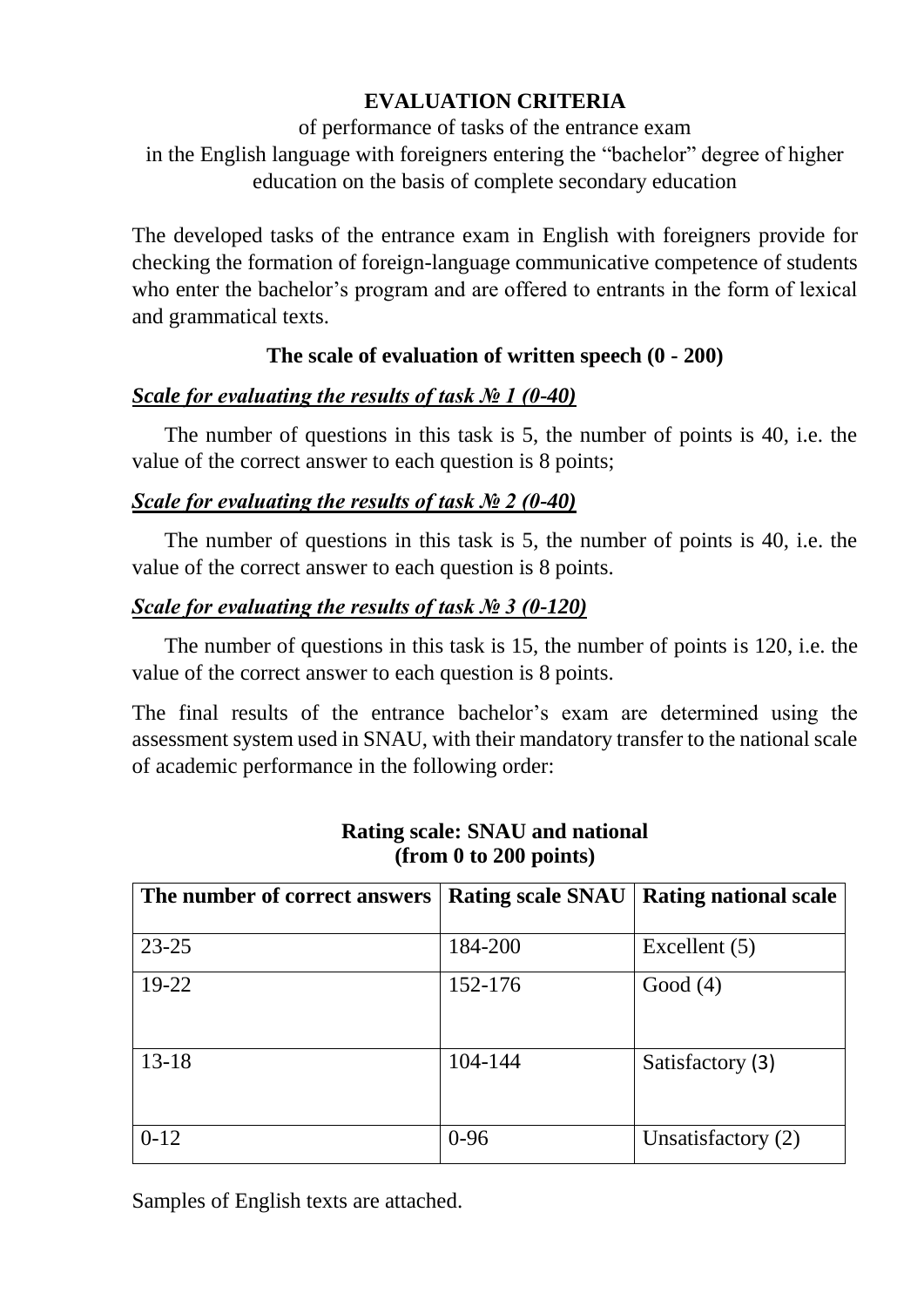**EVALUATION CRITERIA**

of performance of tasks of the entrance exam in the English language with foreigners entering the "bachelor" degree of higher education on the basis of complete secondary education

The developed tasks of the entrance exam in English with foreigners provide for checking the formation of foreign-language communicative competence of students who enter the bachelor's program and are offered to entrants in the form of lexical and grammatical texts.

**The scale of evaluation of written speech (0 - 200)**

***Scale for evaluating the results of task № 1 (0-40)***

The number of questions in this task is 5, the number of points is 40, i.e. the value of the correct answer to each question is 8 points;

***Scale for evaluating the results of task № 2 (0-40)***

The number of questions in this task is 5, the number of points is 40, i.e. the value of the correct answer to each question is 8 points.

***Scale for evaluating the results of task № 3 (0-120)***

The number of questions in this task is 15, the number of points is 120, i.e. the value of the correct answer to each question is 8 points.

The final results of the entrance bachelor's exam are determined using the assessment system used in SNAU, with their mandatory transfer to the national scale of academic performance in the following order:

**Rating scale: SNAU and national (from 0 to 200 points)**

| The number of correct answers | Rating scale SNAU | Rating national scale |
|---|---|---|
| 23-25 | 184-200 | Excellent (5) |
| 19-22 | 152-176 | Good (4) |
| 13-18 | 104-144 | Satisfactory (3) |
| 0-12 | 0-96 | Unsatisfactory (2) |

Samples of English texts are attached.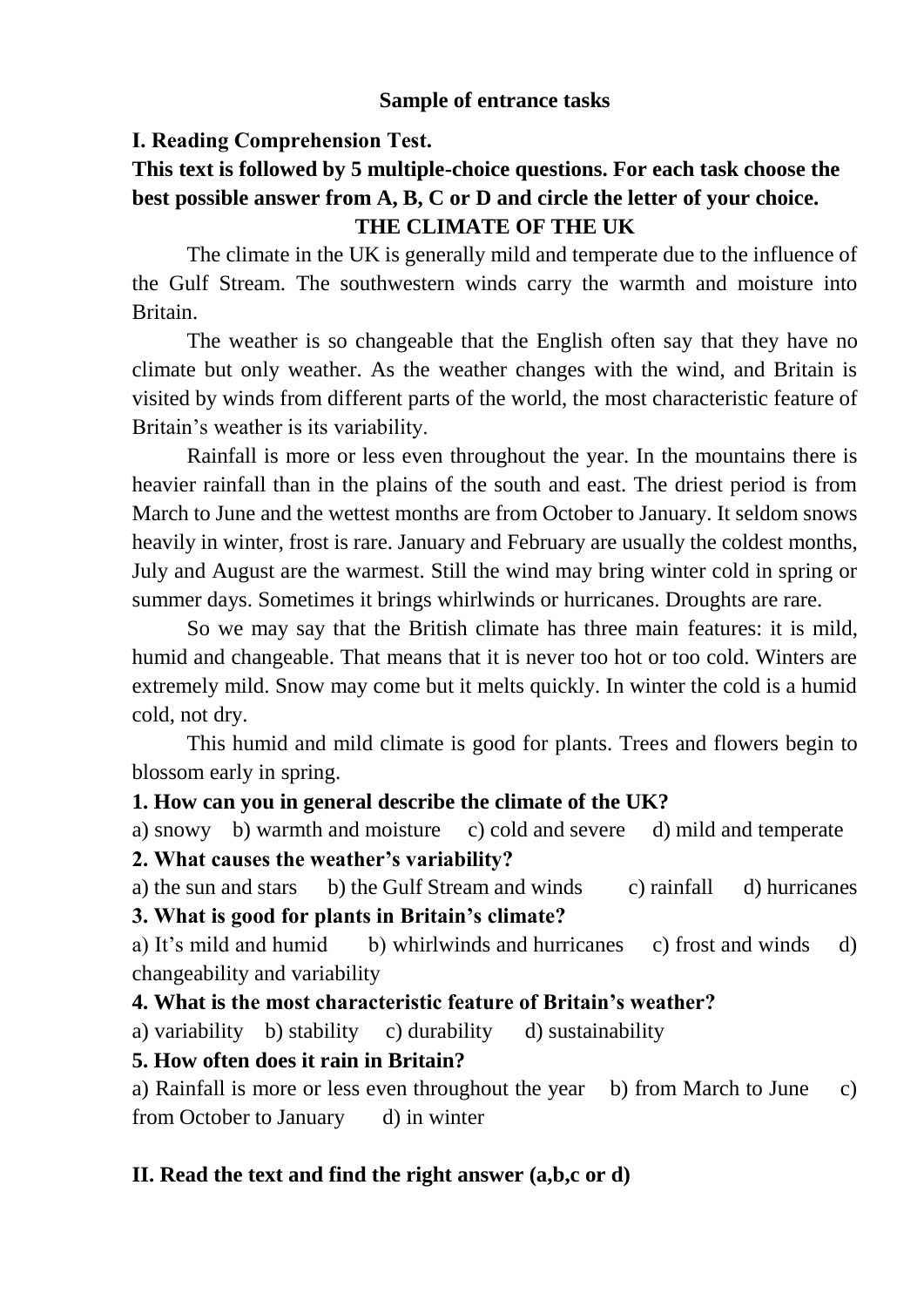**Sample of entrance tasks**

**I. Reading Comprehension Test.**

**This text is followed by 5 multiple-choice questions. For each task choose the best possible answer from A, B, C or D and circle the letter of your choice.**

**THE CLIMATE OF THE UK**

The climate in the UK is generally mild and temperate due to the influence of the Gulf Stream. The southwestern winds carry the warmth and moisture into Britain.

The weather is so changeable that the English often say that they have no climate but only weather. As the weather changes with the wind, and Britain is visited by winds from different parts of the world, the most characteristic feature of Britain's weather is its variability.

Rainfall is more or less even throughout the year. In the mountains there is heavier rainfall than in the plains of the south and east. The driest period is from March to June and the wettest months are from October to January. It seldom snows heavily in winter, frost is rare. January and February are usually the coldest months, July and August are the warmest. Still the wind may bring winter cold in spring or summer days. Sometimes it brings whirlwinds or hurricanes. Droughts are rare.

So we may say that the British climate has three main features: it is mild, humid and changeable. That means that it is never too hot or too cold. Winters are extremely mild. Snow may come but it melts quickly. In winter the cold is a humid cold, not dry.

This humid and mild climate is good for plants. Trees and flowers begin to blossom early in spring.

**1. How can you in general describe the climate of the UK?**

a) snowy b) warmth and moisture c) cold and severe d) mild and temperate

**2. What causes the weather's variability?**

a) the sun and stars b) the Gulf Stream and winds c) rainfall d) hurricanes

**3. What is good for plants in Britain's climate?**

a) It's mild and humid b) whirlwinds and hurricanes c) frost and winds d) changeability and variability

**4. What is the most characteristic feature of Britain's weather?**

a) variability b) stability c) durability d) sustainability

**5. How often does it rain in Britain?**

a) Rainfall is more or less even throughout the year b) from March to June c) from October to January d) in winter

**II. Read the text and find the right answer (a,b,c or d)**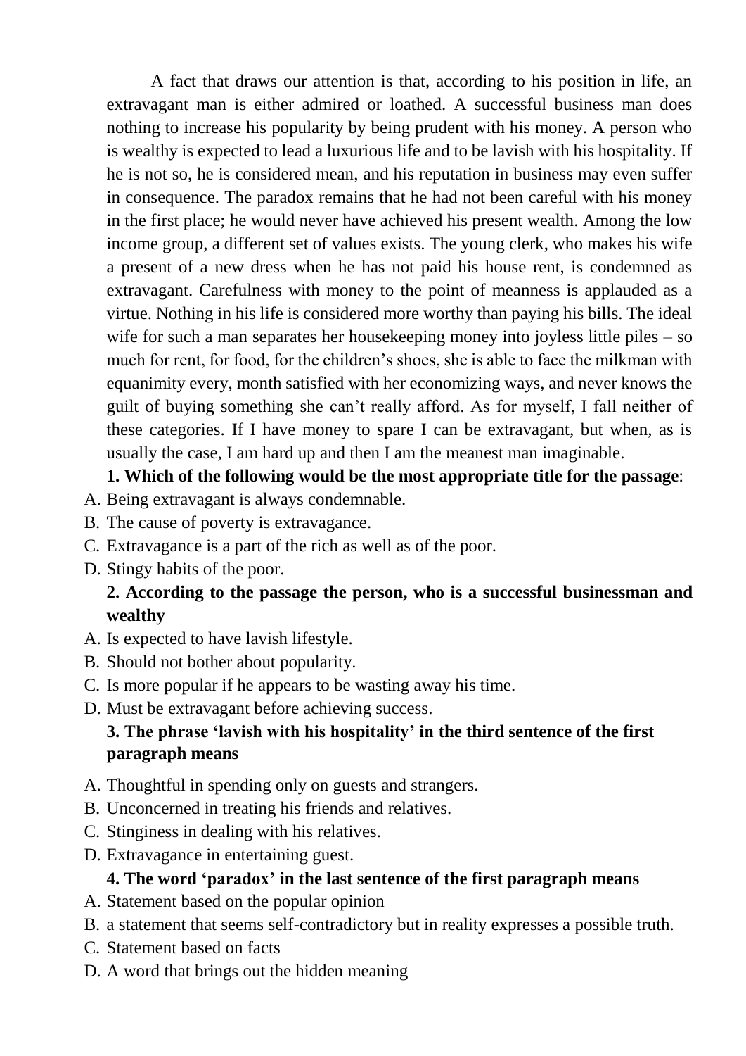A fact that draws our attention is that, according to his position in life, an extravagant man is either admired or loathed. A successful business man does nothing to increase his popularity by being prudent with his money. A person who is wealthy is expected to lead a luxurious life and to be lavish with his hospitality. If he is not so, he is considered mean, and his reputation in business may even suffer in consequence. The paradox remains that he had not been careful with his money in the first place; he would never have achieved his present wealth. Among the low income group, a different set of values exists. The young clerk, who makes his wife a present of a new dress when he has not paid his house rent, is condemned as extravagant. Carefulness with money to the point of meanness is applauded as a virtue. Nothing in his life is considered more worthy than paying his bills. The ideal wife for such a man separates her housekeeping money into joyless little piles – so much for rent, for food, for the children's shoes, she is able to face the milkman with equanimity every, month satisfied with her economizing ways, and never knows the guilt of buying something she can't really afford. As for myself, I fall neither of these categories. If I have money to spare I can be extravagant, but when, as is usually the case, I am hard up and then I am the meanest man imaginable.

**1. Which of the following would be the most appropriate title for the passage**:

A. Being extravagant is always condemnable.
B. The cause of poverty is extravagance.
C. Extravagance is a part of the rich as well as of the poor.
D. Stingy habits of the poor.

**2. According to the passage the person, who is a successful businessman and wealthy**

A. Is expected to have lavish lifestyle.
B. Should not bother about popularity.
C. Is more popular if he appears to be wasting away his time.
D. Must be extravagant before achieving success.

**3. The phrase 'lavish with his hospitality' in the third sentence of the first paragraph means**

A. Thoughtful in spending only on guests and strangers.
B. Unconcerned in treating his friends and relatives.
C. Stinginess in dealing with his relatives.
D. Extravagance in entertaining guest.

**4. The word 'paradox' in the last sentence of the first paragraph means**

A. Statement based on the popular opinion
B. a statement that seems self-contradictory but in reality expresses a possible truth.
C. Statement based on facts
D. A word that brings out the hidden meaning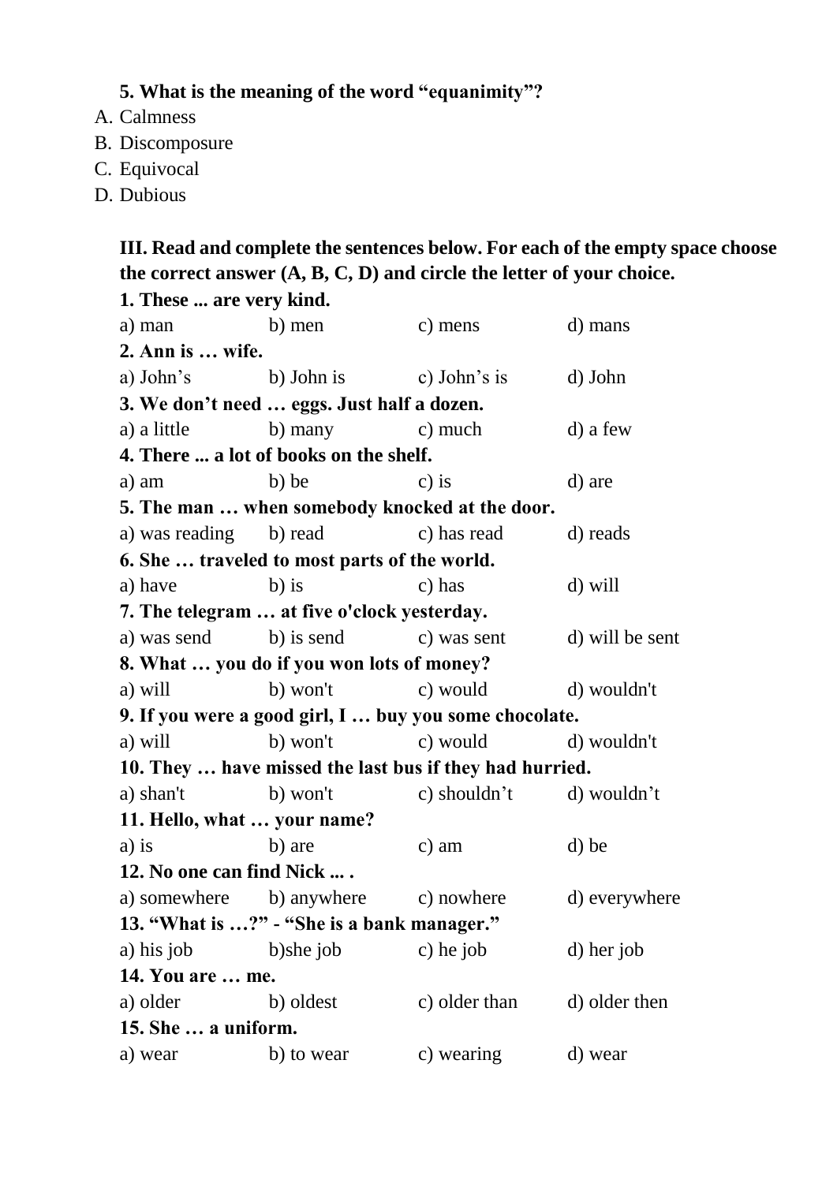**5. What is the meaning of the word “equanimity”?**

A. Calmness
B. Discomposure
C. Equivocal
D. Dubious

**III. Read and complete the sentences below. For each of the empty space choose the correct answer (A, B, C, D) and circle the letter of your choice.**

**1. These ... are very kind.**

a) man b) men c) mens d) mans

**2. Ann is … wife.**

a) John’s b) John is c) John’s is d) John

**3. We don’t need … eggs. Just half a dozen.**

a) a little b) many c) much d) a few

**4. There ... a lot of books on the shelf.**

a) am b) be c) is d) are

**5. The man … when somebody knocked at the door.**

a) was reading b) read c) has read d) reads

**6. She … traveled to most parts of the world.**

a) have b) is c) has d) will

**7. The telegram … at five o'clock yesterday.**

a) was send b) is send c) was sent d) will be sent

**8. What … you do if you won lots of money?**

a) will b) won't c) would d) wouldn't

**9. If you were a good girl, I … buy you some chocolate.**

a) will b) won't c) would d) wouldn't

**10. They … have missed the last bus if they had hurried.**

a) shan't b) won't c) shouldn’t d) wouldn’t

**11. Hello, what … your name?**

a) is b) are c) am d) be

**12. No one can find Nick ... .**

a) somewhere b) anywhere c) nowhere d) everywhere

**13. “What is …?” - “She is a bank manager.”**

a) his job b)she job c) he job d) her job

**14. You are … me.**

a) older b) oldest c) older than d) older then

**15. She … a uniform.**

a) wear b) to wear c) wearing d) wear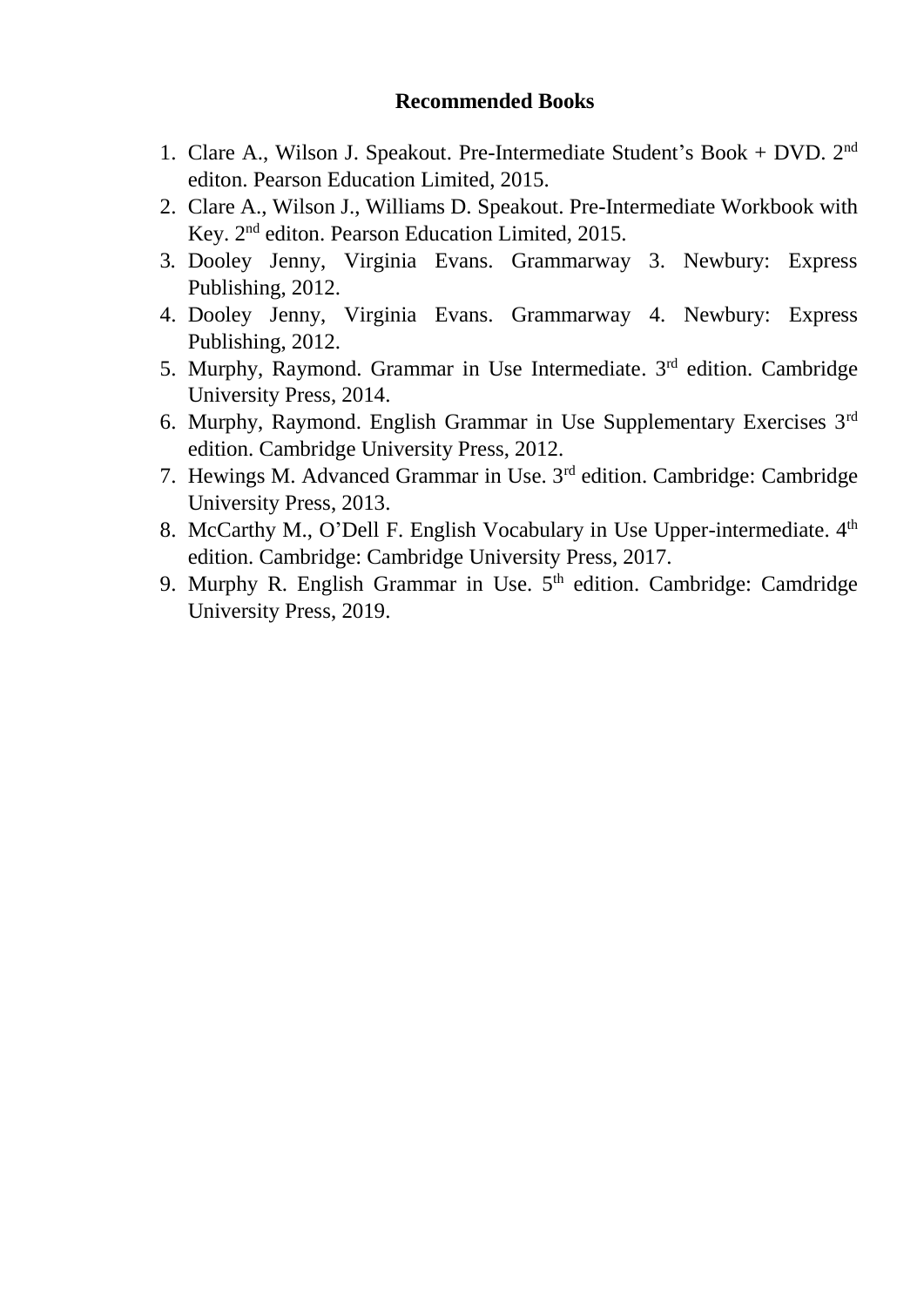**Recommended Books**

1. Clare A., Wilson J. Speakout. Pre-Intermediate Student's Book + DVD. 2nd editon. Pearson Education Limited, 2015.
2. Clare A., Wilson J., Williams D. Speakout. Pre-Intermediate Workbook with Key. 2nd editon. Pearson Education Limited, 2015.
3. Dooley Jenny, Virginia Evans. Grammarway 3. Newbury: Express Publishing, 2012.
4. Dooley Jenny, Virginia Evans. Grammarway 4. Newbury: Express Publishing, 2012.
5. Murphy, Raymond. Grammar in Use Intermediate. 3rd edition. Cambridge University Press, 2014.
6. Murphy, Raymond. English Grammar in Use Supplementary Exercises 3rd edition. Cambridge University Press, 2012.
7. Hewings M. Advanced Grammar in Use. 3rd edition. Cambridge: Cambridge University Press, 2013.
8. McCarthy M., O'Dell F. English Vocabulary in Use Upper-intermediate. 4th edition. Cambridge: Cambridge University Press, 2017.
9. Murphy R. English Grammar in Use. 5th edition. Cambridge: Camdridge University Press, 2019.